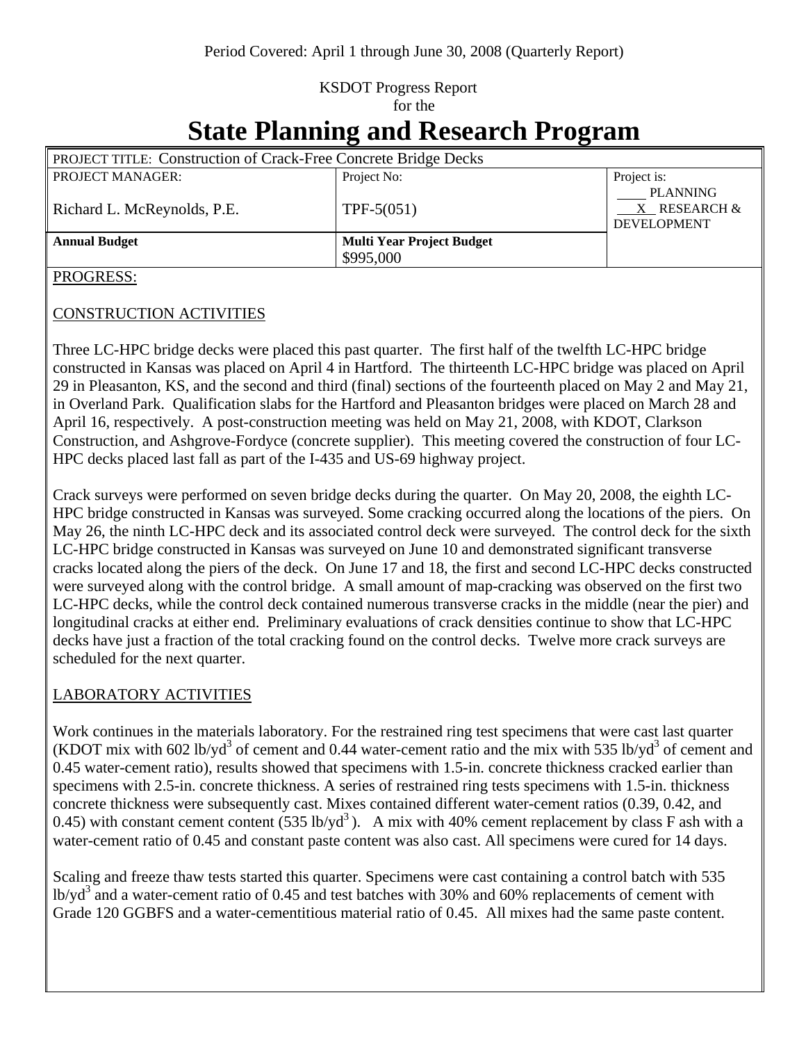Period Covered: April 1 through June 30, 2008 (Quarterly Report)

KSDOT Progress Report
for the

# State Planning and Research Program

| PROJECT TITLE: Construction of Crack-Free Concrete Bridge Decks | | |
|---|---|---|
| PROJECT MANAGER:<br><br>Richard L. McReynolds, P.E. | Project No:<br><br>TPF-5(051) | Project is:<br>\_\_\_\_ PLANNING<br>\_\_X\_\_ RESEARCH & DEVELOPMENT |
| **Annual Budget** | **Multi Year Project Budget**<br>$995,000 | |

PROGRESS:

## CONSTRUCTION ACTIVITIES

Three LC-HPC bridge decks were placed this past quarter. The first half of the twelfth LC-HPC bridge constructed in Kansas was placed on April 4 in Hartford. The thirteenth LC-HPC bridge was placed on April 29 in Pleasanton, KS, and the second and third (final) sections of the fourteenth placed on May 2 and May 21, in Overland Park. Qualification slabs for the Hartford and Pleasanton bridges were placed on March 28 and April 16, respectively. A post-construction meeting was held on May 21, 2008, with KDOT, Clarkson Construction, and Ashgrove-Fordyce (concrete supplier). This meeting covered the construction of four LC-HPC decks placed last fall as part of the I-435 and US-69 highway project.

Crack surveys were performed on seven bridge decks during the quarter. On May 20, 2008, the eighth LC-HPC bridge constructed in Kansas was surveyed. Some cracking occurred along the locations of the piers. On May 26, the ninth LC-HPC deck and its associated control deck were surveyed. The control deck for the sixth LC-HPC bridge constructed in Kansas was surveyed on June 10 and demonstrated significant transverse cracks located along the piers of the deck. On June 17 and 18, the first and second LC-HPC decks constructed were surveyed along with the control bridge. A small amount of map-cracking was observed on the first two LC-HPC decks, while the control deck contained numerous transverse cracks in the middle (near the pier) and longitudinal cracks at either end. Preliminary evaluations of crack densities continue to show that LC-HPC decks have just a fraction of the total cracking found on the control decks. Twelve more crack surveys are scheduled for the next quarter.

## LABORATORY ACTIVITIES

Work continues in the materials laboratory. For the restrained ring test specimens that were cast last quarter (KDOT mix with 602 lb/yd$^3$ of cement and 0.44 water-cement ratio and the mix with 535 lb/yd$^3$ of cement and 0.45 water-cement ratio), results showed that specimens with 1.5-in. concrete thickness cracked earlier than specimens with 2.5-in. concrete thickness. A series of restrained ring tests specimens with 1.5-in. thickness concrete thickness were subsequently cast. Mixes contained different water-cement ratios (0.39, 0.42, and 0.45) with constant cement content (535 lb/yd$^3$). A mix with 40% cement replacement by class F ash with a water-cement ratio of 0.45 and constant paste content was also cast. All specimens were cured for 14 days.

Scaling and freeze thaw tests started this quarter. Specimens were cast containing a control batch with 535 lb/yd$^3$ and a water-cement ratio of 0.45 and test batches with 30% and 60% replacements of cement with Grade 120 GGBFS and a water-cementitious material ratio of 0.45. All mixes had the same paste content.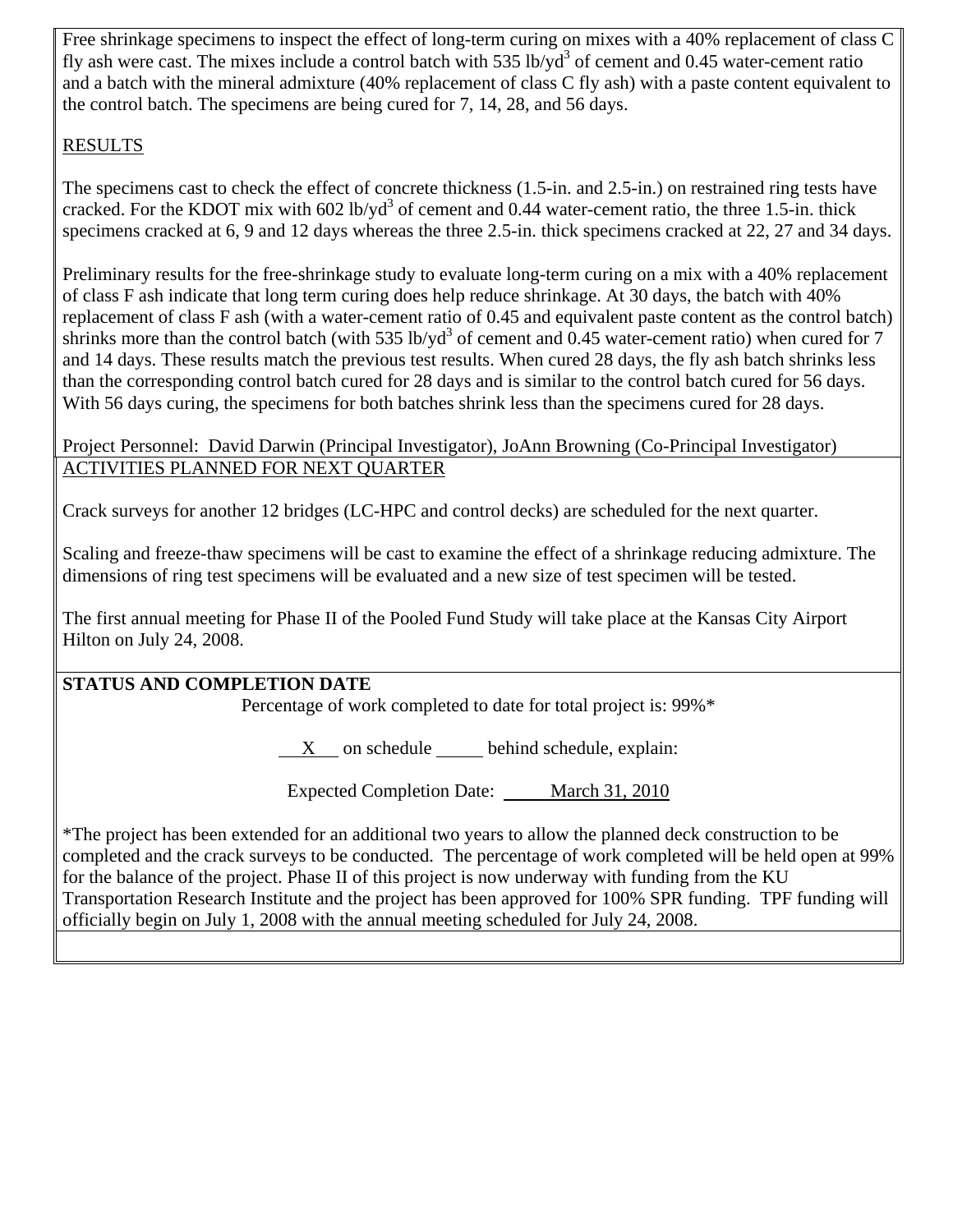Free shrinkage specimens to inspect the effect of long-term curing on mixes with a 40% replacement of class C fly ash were cast. The mixes include a control batch with 535 lb/yd$^3$ of cement and 0.45 water-cement ratio and a batch with the mineral admixture (40% replacement of class C fly ash) with a paste content equivalent to the control batch. The specimens are being cured for 7, 14, 28, and 56 days.

RESULTS

The specimens cast to check the effect of concrete thickness (1.5-in. and 2.5-in.) on restrained ring tests have cracked. For the KDOT mix with 602 lb/yd$^3$ of cement and 0.44 water-cement ratio, the three 1.5-in. thick specimens cracked at 6, 9 and 12 days whereas the three 2.5-in. thick specimens cracked at 22, 27 and 34 days.

Preliminary results for the free-shrinkage study to evaluate long-term curing on a mix with a 40% replacement of class F ash indicate that long term curing does help reduce shrinkage. At 30 days, the batch with 40% replacement of class F ash (with a water-cement ratio of 0.45 and equivalent paste content as the control batch) shrinks more than the control batch (with 535 lb/yd$^3$ of cement and 0.45 water-cement ratio) when cured for 7 and 14 days. These results match the previous test results. When cured 28 days, the fly ash batch shrinks less than the corresponding control batch cured for 28 days and is similar to the control batch cured for 56 days. With 56 days curing, the specimens for both batches shrink less than the specimens cured for 28 days.

Project Personnel: David Darwin (Principal Investigator), JoAnn Browning (Co-Principal Investigator)

ACTIVITIES PLANNED FOR NEXT QUARTER

Crack surveys for another 12 bridges (LC-HPC and control decks) are scheduled for the next quarter.

Scaling and freeze-thaw specimens will be cast to examine the effect of a shrinkage reducing admixture. The dimensions of ring test specimens will be evaluated and a new size of test specimen will be tested.

The first annual meeting for Phase II of the Pooled Fund Study will take place at the Kansas City Airport Hilton on July 24, 2008.

**STATUS AND COMPLETION DATE**

Percentage of work completed to date for total project is: 99%*

X on schedule _____ behind schedule, explain:

Expected Completion Date: March 31, 2010

*The project has been extended for an additional two years to allow the planned deck construction to be completed and the crack surveys to be conducted. The percentage of work completed will be held open at 99% for the balance of the project. Phase II of this project is now underway with funding from the KU Transportation Research Institute and the project has been approved for 100% SPR funding. TPF funding will officially begin on July 1, 2008 with the annual meeting scheduled for July 24, 2008.